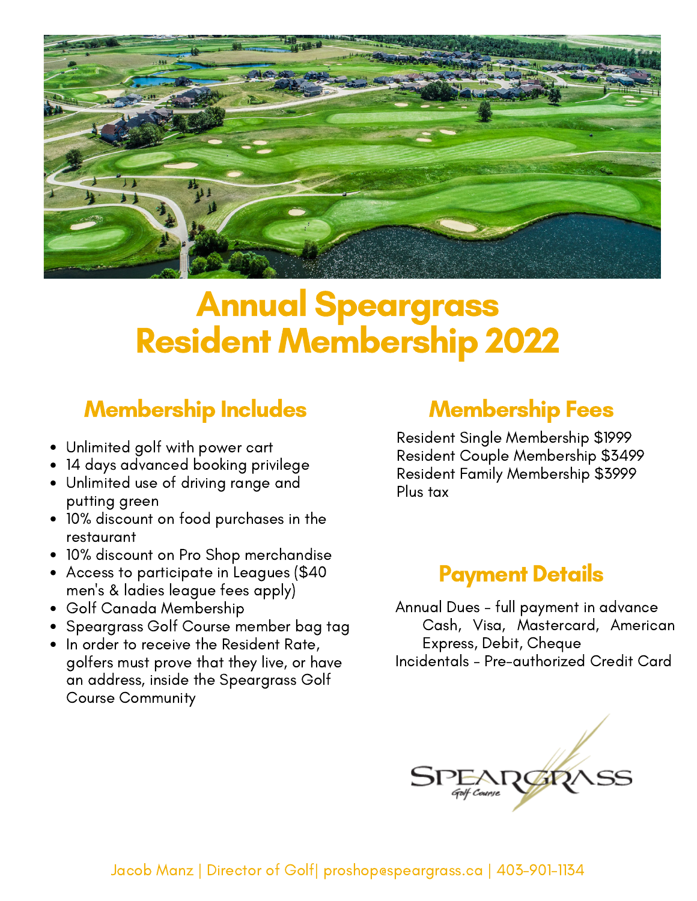# Annual Speargrass Resident Membership 2022

## Membership Includes

- Unlimited golf with power cart
- 14 days advanced booking privilege
- Unlimited use of driving range and putting green
- 10% discount on food purchases in the restaurant
- 10% discount on Pro Shop merchandise
- Access to participate in Leagues ($40 men's & ladies league fees apply)
- Golf Canada Membership
- Speargrass Golf Course member bag tag
- In order to receive the Resident Rate, golfers must prove that they live, or have an address, inside the Speargrass Golf Course Community

## Membership Fees

Resident Single Membership $1999
Resident Couple Membership $3499
Resident Family Membership $3999
Plus tax

## Payment Details

Annual Dues - full payment in advance
Cash, Visa, Mastercard, American Express, Debit, Cheque
Incidentals - Pre-authorized Credit Card

SPEARGRASS Golf Course

Jacob Manz | Director of Golf| proshop@speargrass.ca | 403-901-1134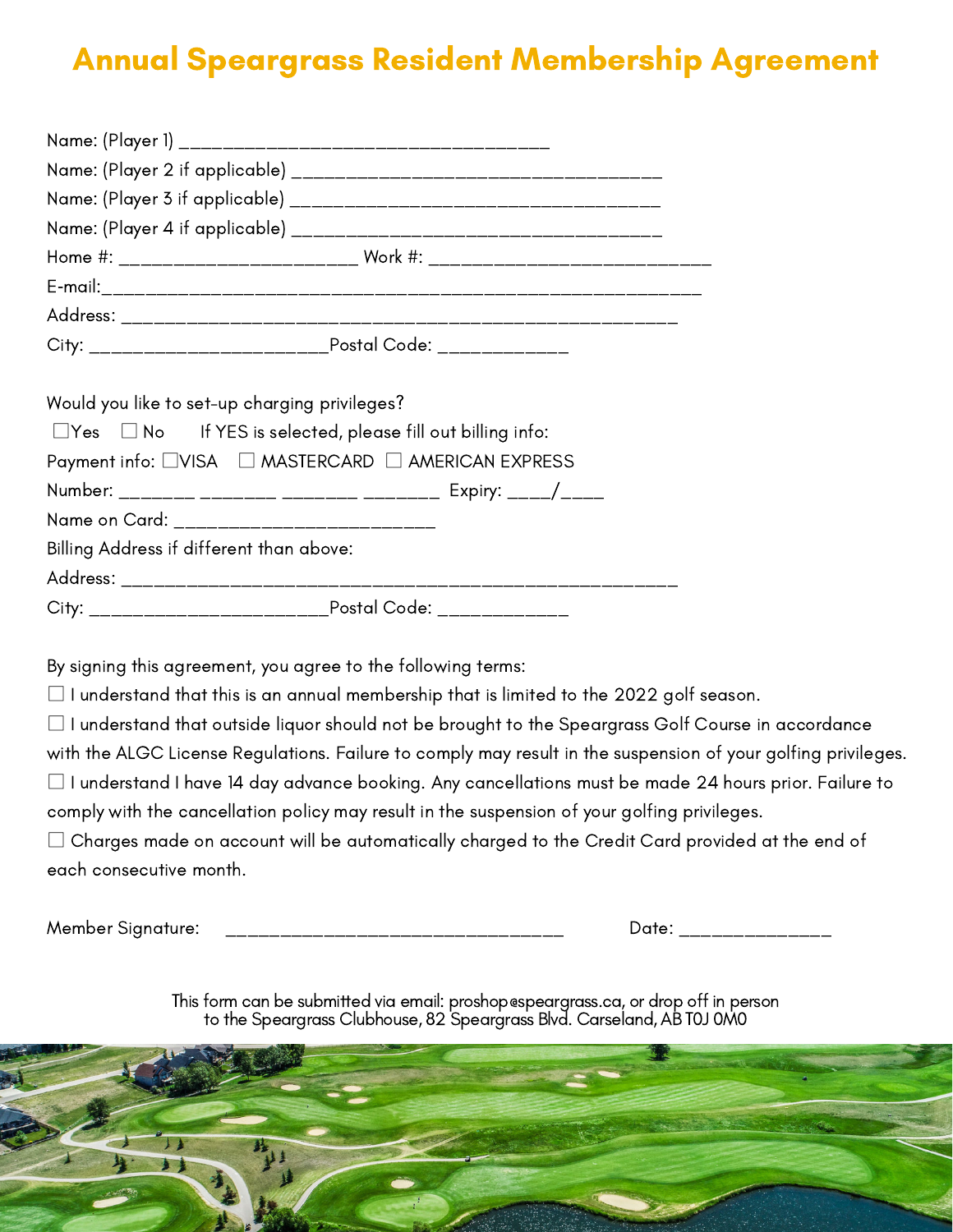# Annual Speargrass Resident Membership Agreement

Name: (Player 1) ___________________________________

Name: (Player 2 if applicable) ___________________________________

Name: (Player 3 if applicable) ___________________________________

Name: (Player 4 if applicable) ___________________________________

Home #: ______________________ Work #: ___________________________

E-mail:________________________________________________________

Address: _____________________________________________________

City: ______________________Postal Code: ____________

Would you like to set-up charging privileges?

☐Yes ☐ No If YES is selected, please fill out billing info:

Payment info: ☐VISA ☐ MASTERCARD ☐ AMERICAN EXPRESS

Number: _______ _______ _______ _______ Expiry: ____/____

Name on Card: ________________________

Billing Address if different than above:

Address: _____________________________________________________

City: ______________________Postal Code: ____________

By signing this agreement, you agree to the following terms:

☐ I understand that this is an annual membership that is limited to the 2022 golf season.

☐ I understand that outside liquor should not be brought to the Speargrass Golf Course in accordance with the ALGC License Regulations. Failure to comply may result in the suspension of your golfing privileges.

☐ I understand I have 14 day advance booking. Any cancellations must be made 24 hours prior. Failure to comply with the cancellation policy may result in the suspension of your golfing privileges.

☐ Charges made on account will be automatically charged to the Credit Card provided at the end of each consecutive month.

Member Signature: ________________________________ Date: ______________

This form can be submitted via email: proshop@speargrass.ca, or drop off in person to the Speargrass Clubhouse, 82 Speargrass Blvd. Carseland, AB T0J 0M0